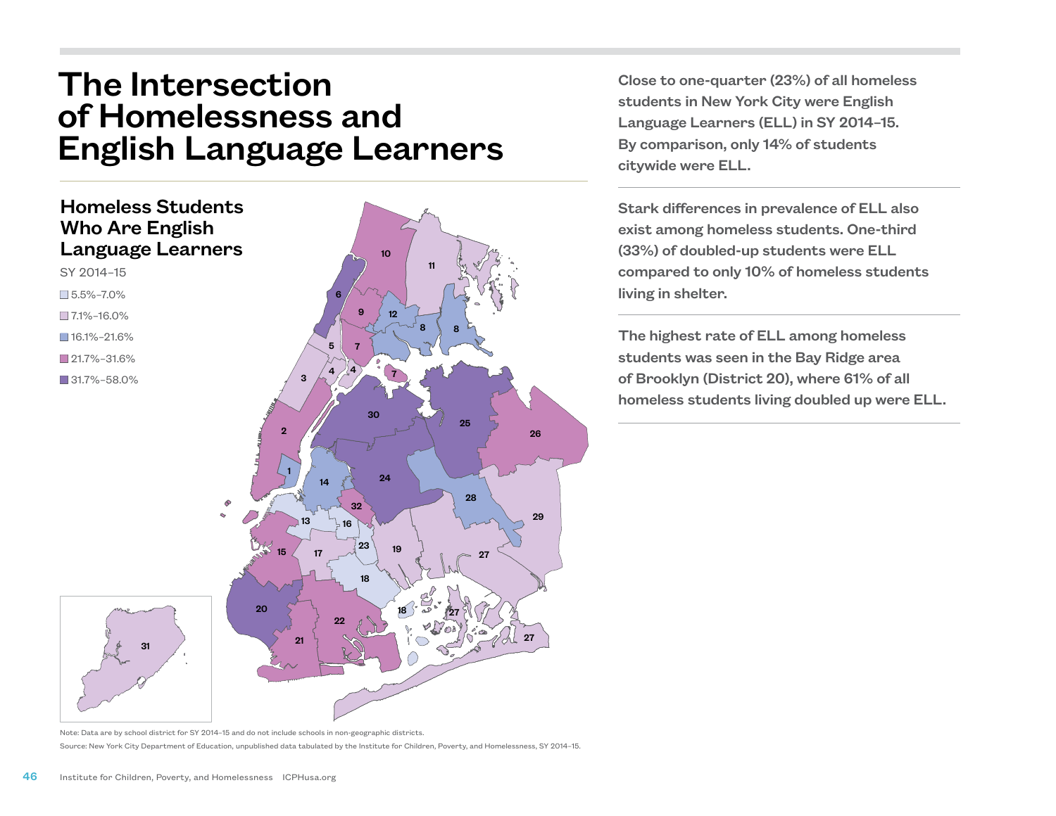# The Intersection of Homelessness and English Language Learners

## Homeless Students Who Are English Language Learners

SY 2014–15

- 5.5%–7.0%
- 7.1%–16.0%
- 16.1%–21.6%
- 21.7%–31.6%
- 31.7%–58.0%

Note: Data are by school district for SY 2014–15 and do not include schools in non-geographic districts.

Source: New York City Department of Education, unpublished data tabulated by the Institute for Children, Poverty, and Homelessness, SY 2014–15.

**Close to one-quarter (23%) of all homeless students in New York City were English Language Learners (ELL) in SY 2014–15. By comparison, only 14% of students citywide were ELL.**

**Stark differences in prevalence of ELL also exist among homeless students. One-third (33%) of doubled-up students were ELL compared to only 10% of homeless students living in shelter.**

**The highest rate of ELL among homeless students was seen in the Bay Ridge area of Brooklyn (District 20), where 61% of all homeless students living doubled up were ELL.**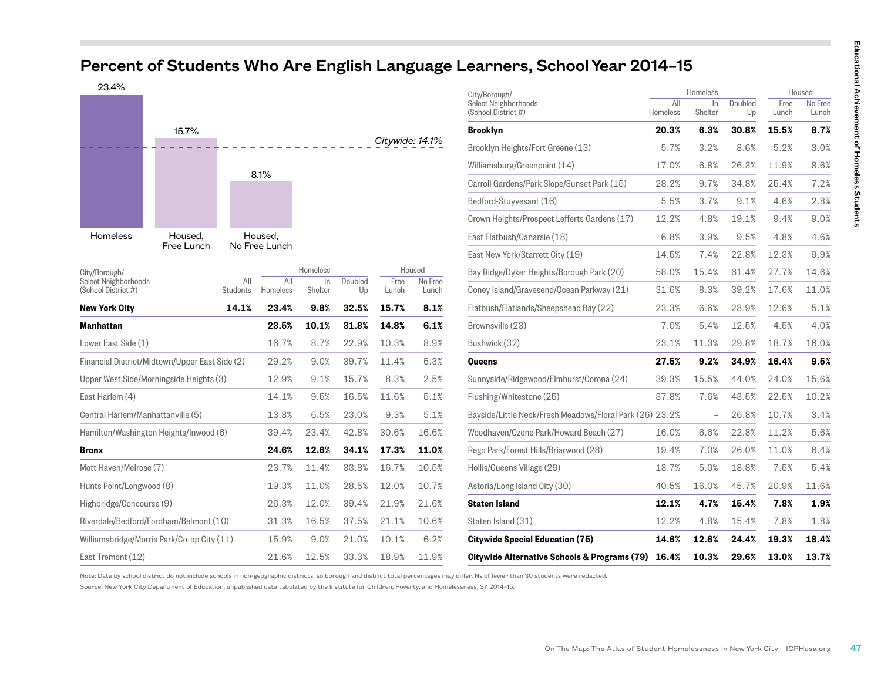# Percent of Students Who Are English Language Learners, School Year 2014–15

23.4%
15.7%
8.1%
Citywide: 14.1%
Homeless
Housed, Free Lunch
Housed, No Free Lunch

| City/Borough/ Select Neighborhoods (School District #) | | Homeless | | | Housed | |
|---|---|---|---|---|---|---|
| | All Students | All Homeless | In Shelter | Doubled Up | Free Lunch | No Free Lunch |
| **New York City** | **14.1%** | **23.4%** | **9.8%** | **32.5%** | **15.7%** | **8.1%** |
| **Manhattan** | | **23.5%** | **10.1%** | **31.8%** | **14.8%** | **6.1%** |
| Lower East Side (1) | | 16.7% | 8.7% | 22.9% | 10.3% | 8.9% |
| Financial District/Midtown/Upper East Side (2) | | 29.2% | 9.0% | 39.7% | 11.4% | 5.3% |
| Upper West Side/Morningside Heights (3) | | 12.9% | 9.1% | 15.7% | 8.3% | 2.5% |
| East Harlem (4) | | 14.1% | 9.5% | 16.5% | 11.6% | 5.1% |
| Central Harlem/Manhattanville (5) | | 13.8% | 6.5% | 23.0% | 9.3% | 5.1% |
| Hamilton/Washington Heights/Inwood (6) | | 39.4% | 23.4% | 42.8% | 30.6% | 16.6% |
| **Bronx** | | **24.6%** | **12.6%** | **34.1%** | **17.3%** | **11.0%** |
| Mott Haven/Melrose (7) | | 23.7% | 11.4% | 33.8% | 16.7% | 10.5% |
| Hunts Point/Longwood (8) | | 19.3% | 11.0% | 28.5% | 12.0% | 10.7% |
| Highbridge/Concourse (9) | | 26.3% | 12.0% | 39.4% | 21.9% | 21.6% |
| Riverdale/Bedford/Fordham/Belmont (10) | | 31.3% | 16.5% | 37.5% | 21.1% | 10.6% |
| Williamsbridge/Morris Park/Co-op City (11) | | 15.9% | 9.0% | 21.0% | 10.1% | 6.2% |
| East Tremont (12) | | 21.6% | 12.5% | 33.3% | 18.9% | 11.9% |

| City/Borough/ Select Neighborhoods (School District #) | Homeless | | | Housed | |
|---|---|---|---|---|---|
| | All Homeless | In Shelter | Doubled Up | Free Lunch | No Free Lunch |
| **Brooklyn** | **20.3%** | **6.3%** | **30.8%** | **15.5%** | **8.7%** |
| Brooklyn Heights/Fort Greene (13) | 5.7% | 3.2% | 8.6% | 5.2% | 3.0% |
| Williamsburg/Greenpoint (14) | 17.0% | 6.8% | 26.3% | 11.9% | 8.6% |
| Carroll Gardens/Park Slope/Sunset Park (15) | 28.2% | 9.7% | 34.8% | 25.4% | 7.2% |
| Bedford-Stuyvesant (16) | 5.5% | 3.7% | 9.1% | 4.6% | 2.8% |
| Crown Heights/Prospect Lefferts Gardens (17) | 12.2% | 4.8% | 19.1% | 9.4% | 9.0% |
| East Flatbush/Canarsie (18) | 6.8% | 3.9% | 9.5% | 4.8% | 4.6% |
| East New York/Starrett City (19) | 14.5% | 7.4% | 22.8% | 12.3% | 9.9% |
| Bay Ridge/Dyker Heights/Borough Park (20) | 58.0% | 15.4% | 61.4% | 27.7% | 14.6% |
| Coney Island/Gravesend/Ocean Parkway (21) | 31.6% | 8.3% | 39.2% | 17.6% | 11.0% |
| Flatbush/Flatlands/Sheepshead Bay (22) | 23.3% | 6.6% | 28.9% | 12.6% | 5.1% |
| Brownsville (23) | 7.0% | 5.4% | 12.5% | 4.5% | 4.0% |
| Bushwick (32) | 23.1% | 11.3% | 29.8% | 18.7% | 16.0% |
| **Queens** | **27.5%** | **9.2%** | **34.9%** | **16.4%** | **9.5%** |
| Sunnyside/Ridgewood/Elmhurst/Corona (24) | 39.3% | 15.5% | 44.0% | 24.0% | 15.6% |
| Flushing/Whitestone (25) | 37.8% | 7.6% | 43.5% | 22.5% | 10.2% |
| Bayside/Little Neck/Fresh Meadows/Floral Park (26) | 23.2% | – | 26.8% | 10.7% | 3.4% |
| Woodhaven/Ozone Park/Howard Beach (27) | 16.0% | 6.6% | 22.8% | 11.2% | 5.6% |
| Rego Park/Forest Hills/Briarwood (28) | 19.4% | 7.0% | 26.0% | 11.0% | 6.4% |
| Hollis/Queens Village (29) | 13.7% | 5.0% | 18.8% | 7.5% | 5.4% |
| Astoria/Long Island City (30) | 40.5% | 16.0% | 45.7% | 20.9% | 11.6% |
| **Staten Island** | **12.1%** | **4.7%** | **15.4%** | **7.8%** | **1.9%** |
| Staten Island (31) | 12.2% | 4.8% | 15.4% | 7.8% | 1.8% |
| **Citywide Special Education (75)** | **14.6%** | **12.6%** | **24.4%** | **19.3%** | **18.4%** |
| **Citywide Alternative Schools & Programs (79)** | **16.4%** | **10.3%** | **29.6%** | **13.0%** | **13.7%** |

Note: Data by school district do not include schools in non-geographic districts, so borough and district total percentages may differ. Ns of fewer than 30 students were redacted.

Source: New York City Department of Education, unpublished data tabulated by the Institute for Children, Poverty, and Homelessness, SY 2014–15.